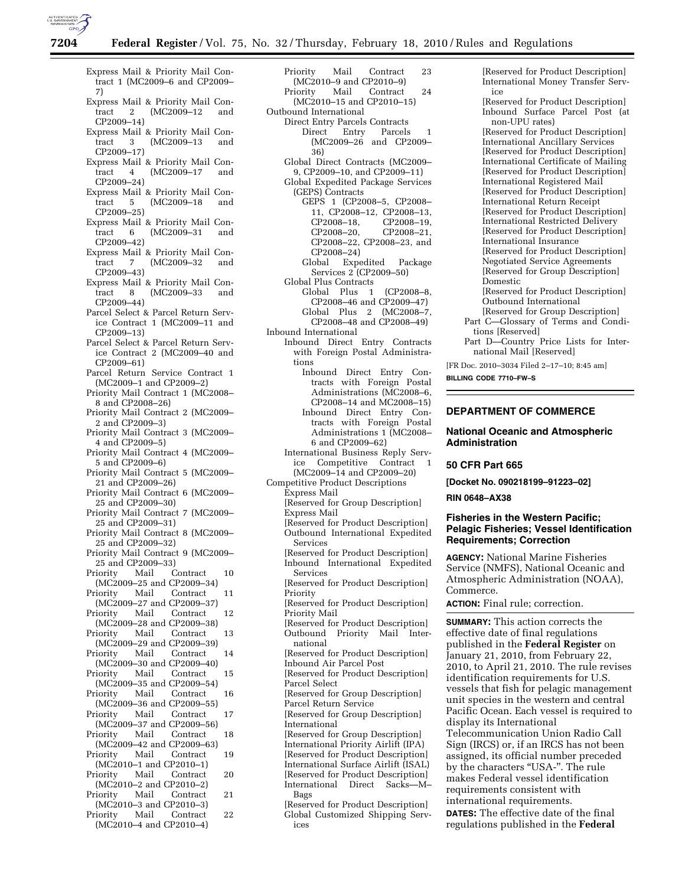Express Mail & Priority Mail Contract 1 (MC2009–6 and CP2009–7)
Express Mail & Priority Mail Contract 2 (MC2009–12 and CP2009–14)
Express Mail & Priority Mail Contract 3 (MC2009–13 and CP2009–17)
Express Mail & Priority Mail Contract 4 (MC2009–17 and CP2009–24)
Express Mail & Priority Mail Contract 5 (MC2009–18 and CP2009–25)
Express Mail & Priority Mail Contract 6 (MC2009–31 and CP2009–42)
Express Mail & Priority Mail Contract 7 (MC2009–32 and CP2009–43)
Express Mail & Priority Mail Contract 8 (MC2009–33 and CP2009–44)
Parcel Select & Parcel Return Service Contract 1 (MC2009–11 and CP2009–13)
Parcel Select & Parcel Return Service Contract 2 (MC2009–40 and CP2009–61)
Parcel Return Service Contract 1 (MC2009–1 and CP2009–2)
Priority Mail Contract 1 (MC2008–8 and CP2008–26)
Priority Mail Contract 2 (MC2009–2 and CP2009–3)
Priority Mail Contract 3 (MC2009–4 and CP2009–5)
Priority Mail Contract 4 (MC2009–5 and CP2009–6)
Priority Mail Contract 5 (MC2009–21 and CP2009–26)
Priority Mail Contract 6 (MC2009–25 and CP2009–30)
Priority Mail Contract 7 (MC2009–25 and CP2009–31)
Priority Mail Contract 8 (MC2009–25 and CP2009–32)
Priority Mail Contract 9 (MC2009–25 and CP2009–33)
Priority Mail Contract 10 (MC2009–25 and CP2009–34)
Priority Mail Contract 11 (MC2009–27 and CP2009–37)
Priority Mail Contract 12 (MC2009–28 and CP2009–38)
Priority Mail Contract 13 (MC2009–29 and CP2009–39)
Priority Mail Contract 14 (MC2009–30 and CP2009–40)
Priority Mail Contract 15 (MC2009–35 and CP2009–54)
Priority Mail Contract 16 (MC2009–36 and CP2009–55)
Priority Mail Contract 17 (MC2009–37 and CP2009–56)
Priority Mail Contract 18 (MC2009–42 and CP2009–63)
Priority Mail Contract 19 (MC2010–1 and CP2010–1)
Priority Mail Contract 20 (MC2010–2 and CP2010–2)
Priority Mail Contract 21 (MC2010–3 and CP2010–3)
Priority Mail Contract 22 (MC2010–4 and CP2010–4)
Priority Mail Contract 23 (MC2010–9 and CP2010–9)
Priority Mail Contract 24 (MC2010–15 and CP2010–15)

Outbound International
- Direct Entry Parcels Contracts
  - Direct Entry Parcels 1 (MC2009–26 and CP2009–36)
- Global Direct Contracts (MC2009–9, CP2009–10, and CP2009–11)
- Global Expedited Package Services (GEPS) Contracts
  - GEPS 1 (CP2008–5, CP2008–11, CP2008–12, CP2008–13, CP2008–18, CP2008–19, CP2008–20, CP2008–21, CP2008–22, CP2008–23, and CP2008–24)
  - Global Expedited Package Services 2 (CP2009–50)
- Global Plus Contracts
  - Global Plus 1 (CP2008–8, CP2008–46 and CP2009–47)
  - Global Plus 2 (MC2008–7, CP2008–48 and CP2008–49)

Inbound International
- Inbound Direct Entry Contracts with Foreign Postal Administrations
  - Inbound Direct Entry Contracts with Foreign Postal Administrations (MC2008–6, CP2008–14 and MC2008–15)
  - Inbound Direct Entry Contracts with Foreign Postal Administrations 1 (MC2008–6 and CP2009–62)
- International Business Reply Service Competitive Contract 1 (MC2009–14 and CP2009–20)

Competitive Product Descriptions
- Express Mail
- [Reserved for Group Description]
- Express Mail
- [Reserved for Product Description]
- Outbound International Expedited Services
- [Reserved for Product Description]
- Inbound International Expedited Services
- [Reserved for Product Description]
- Priority
- [Reserved for Product Description]
- Priority Mail
- [Reserved for Product Description]
- Outbound Priority Mail International
- [Reserved for Product Description]
- Inbound Air Parcel Post
- [Reserved for Product Description]
- Parcel Select
- [Reserved for Group Description]
- Parcel Return Service
- [Reserved for Group Description]
- International
- [Reserved for Group Description]
- International Priority Airlift (IPA)
- [Reserved for Product Description]
- International Surface Airlift (ISAL)
- [Reserved for Product Description]
- International Direct Sacks—M–Bags
- [Reserved for Product Description]
- Global Customized Shipping Services
- [Reserved for Product Description]
- International Money Transfer Service
- [Reserved for Product Description]
- Inbound Surface Parcel Post (at non-UPU rates)
- [Reserved for Product Description]
- International Ancillary Services
- [Reserved for Product Description]
- International Certificate of Mailing
- [Reserved for Product Description]
- International Registered Mail
- [Reserved for Product Description]
- International Return Receipt
- [Reserved for Product Description]
- International Restricted Delivery
- [Reserved for Product Description]
- International Insurance
- [Reserved for Product Description]
- Negotiated Service Agreements
- [Reserved for Group Description]
- Domestic
- [Reserved for Product Description]
- Outbound International
- [Reserved for Group Description]

Part C—Glossary of Terms and Conditions [Reserved]

Part D—Country Price Lists for International Mail [Reserved]

[FR Doc. 2010–3034 Filed 2–17–10; 8:45 am]

**BILLING CODE 7710–FW–S**

---

## DEPARTMENT OF COMMERCE

### National Oceanic and Atmospheric Administration

### 50 CFR Part 665

**[Docket No. 090218199–91223–02]**

**RIN 0648–AX38**

### Fisheries in the Western Pacific; Pelagic Fisheries; Vessel Identification Requirements; Correction

**AGENCY:** National Marine Fisheries Service (NMFS), National Oceanic and Atmospheric Administration (NOAA), Commerce.

**ACTION:** Final rule; correction.

**SUMMARY:** This action corrects the effective date of final regulations published in the **Federal Register** on January 21, 2010, from February 22, 2010, to April 21, 2010. The rule revises identification requirements for U.S. vessels that fish for pelagic management unit species in the western and central Pacific Ocean. Each vessel is required to display its International Telecommunication Union Radio Call Sign (IRCS) or, if an IRCS has not been assigned, its official number preceded by the characters "USA-". The rule makes Federal vessel identification requirements consistent with international requirements.

**DATES:** The effective date of the final regulations published in the **Federal**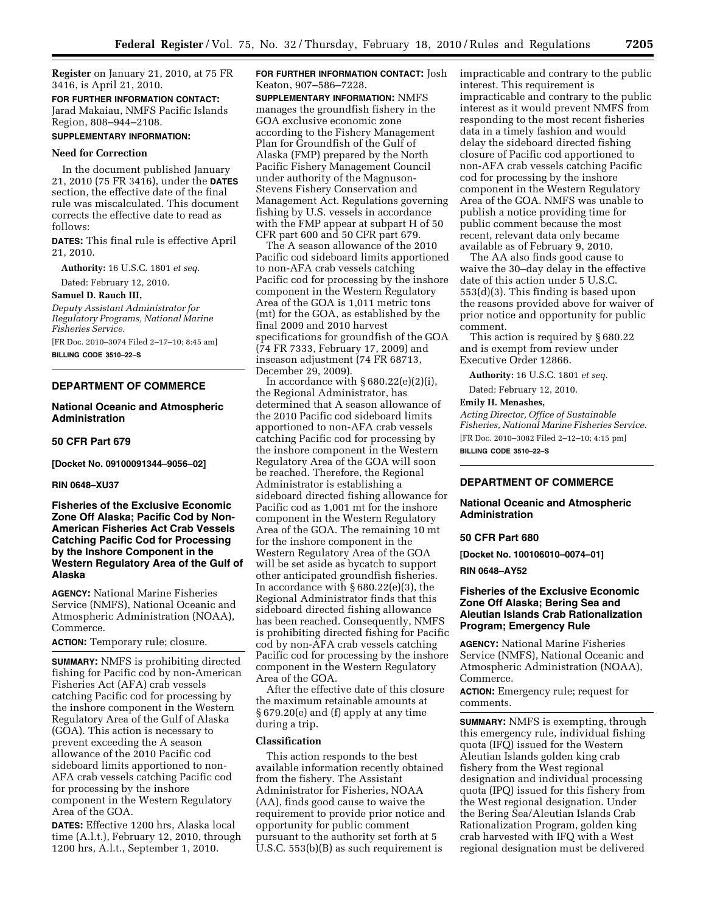**Register** on January 21, 2010, at 75 FR 3416, is April 21, 2010.

**FOR FURTHER INFORMATION CONTACT:** Jarad Makaiau, NMFS Pacific Islands Region, 808–944–2108.

**SUPPLEMENTARY INFORMATION:**

**Need for Correction**

In the document published January 21, 2010 (75 FR 3416), under the **DATES** section, the effective date of the final rule was miscalculated. This document corrects the effective date to read as follows:

**DATES:** This final rule is effective April 21, 2010.

**Authority:** 16 U.S.C. 1801 *et seq.*

Dated: February 12, 2010.

**Samuel D. Rauch III,**

*Deputy Assistant Administrator for Regulatory Programs, National Marine Fisheries Service.*

[FR Doc. 2010–3074 Filed 2–17–10; 8:45 am]

**BILLING CODE 3510–22–S**

---

## DEPARTMENT OF COMMERCE

### National Oceanic and Atmospheric Administration

### 50 CFR Part 679

**[Docket No. 09100091344–9056–02]**

**RIN 0648–XU37**

### Fisheries of the Exclusive Economic Zone Off Alaska; Pacific Cod by Non-American Fisheries Act Crab Vessels Catching Pacific Cod for Processing by the Inshore Component in the Western Regulatory Area of the Gulf of Alaska

**AGENCY:** National Marine Fisheries Service (NMFS), National Oceanic and Atmospheric Administration (NOAA), Commerce.

**ACTION:** Temporary rule; closure.

**SUMMARY:** NMFS is prohibiting directed fishing for Pacific cod by non-American Fisheries Act (AFA) crab vessels catching Pacific cod for processing by the inshore component in the Western Regulatory Area of the Gulf of Alaska (GOA). This action is necessary to prevent exceeding the A season allowance of the 2010 Pacific cod sideboard limits apportioned to non-AFA crab vessels catching Pacific cod for processing by the inshore component in the Western Regulatory Area of the GOA.

**DATES:** Effective 1200 hrs, Alaska local time (A.l.t.), February 12, 2010, through 1200 hrs, A.l.t., September 1, 2010.

**FOR FURTHER INFORMATION CONTACT:** Josh Keaton, 907–586–7228.

**SUPPLEMENTARY INFORMATION:** NMFS manages the groundfish fishery in the GOA exclusive economic zone according to the Fishery Management Plan for Groundfish of the Gulf of Alaska (FMP) prepared by the North Pacific Fishery Management Council under authority of the Magnuson-Stevens Fishery Conservation and Management Act. Regulations governing fishing by U.S. vessels in accordance with the FMP appear at subpart H of 50 CFR part 600 and 50 CFR part 679.

The A season allowance of the 2010 Pacific cod sideboard limits apportioned to non-AFA crab vessels catching Pacific cod for processing by the inshore component in the Western Regulatory Area of the GOA is 1,011 metric tons (mt) for the GOA, as established by the final 2009 and 2010 harvest specifications for groundfish of the GOA (74 FR 7333, February 17, 2009) and inseason adjustment (74 FR 68713, December 29, 2009).

In accordance with § 680.22(e)(2)(i), the Regional Administrator, has determined that A season allowance of the 2010 Pacific cod sideboard limits apportioned to non-AFA crab vessels catching Pacific cod for processing by the inshore component in the Western Regulatory Area of the GOA will soon be reached. Therefore, the Regional Administrator is establishing a sideboard directed fishing allowance for Pacific cod as 1,001 mt for the inshore component in the Western Regulatory Area of the GOA. The remaining 10 mt for the inshore component in the Western Regulatory Area of the GOA will be set aside as bycatch to support other anticipated groundfish fisheries. In accordance with § 680.22(e)(3), the Regional Administrator finds that this sideboard directed fishing allowance has been reached. Consequently, NMFS is prohibiting directed fishing for Pacific cod by non-AFA crab vessels catching Pacific cod for processing by the inshore component in the Western Regulatory Area of the GOA.

After the effective date of this closure the maximum retainable amounts at § 679.20(e) and (f) apply at any time during a trip.

**Classification**

This action responds to the best available information recently obtained from the fishery. The Assistant Administrator for Fisheries, NOAA (AA), finds good cause to waive the requirement to provide prior notice and opportunity for public comment pursuant to the authority set forth at 5 U.S.C. 553(b)(B) as such requirement is impracticable and contrary to the public interest. This requirement is impracticable and contrary to the public interest as it would prevent NMFS from responding to the most recent fisheries data in a timely fashion and would delay the sideboard directed fishing closure of Pacific cod apportioned to non-AFA crab vessels catching Pacific cod for processing by the inshore component in the Western Regulatory Area of the GOA. NMFS was unable to publish a notice providing time for public comment because the most recent, relevant data only became available as of February 9, 2010.

The AA also finds good cause to waive the 30–day delay in the effective date of this action under 5 U.S.C. 553(d)(3). This finding is based upon the reasons provided above for waiver of prior notice and opportunity for public comment.

This action is required by § 680.22 and is exempt from review under Executive Order 12866.

**Authority:** 16 U.S.C. 1801 *et seq.*

Dated: February 12, 2010.

**Emily H. Menashes,**

*Acting Director, Office of Sustainable Fisheries, National Marine Fisheries Service.*

[FR Doc. 2010–3082 Filed 2–12–10; 4:15 pm]

**BILLING CODE 3510–22–S**

---

## DEPARTMENT OF COMMERCE

### National Oceanic and Atmospheric Administration

### 50 CFR Part 680

**[Docket No. 100106010–0074–01]**

**RIN 0648–AY52**

### Fisheries of the Exclusive Economic Zone Off Alaska; Bering Sea and Aleutian Islands Crab Rationalization Program; Emergency Rule

**AGENCY:** National Marine Fisheries Service (NMFS), National Oceanic and Atmospheric Administration (NOAA), Commerce.

**ACTION:** Emergency rule; request for comments.

**SUMMARY:** NMFS is exempting, through this emergency rule, individual fishing quota (IFQ) issued for the Western Aleutian Islands golden king crab fishery from the West regional designation and individual processing quota (IPQ) issued for this fishery from the West regional designation. Under the Bering Sea/Aleutian Islands Crab Rationalization Program, golden king crab harvested with IFQ with a West regional designation must be delivered